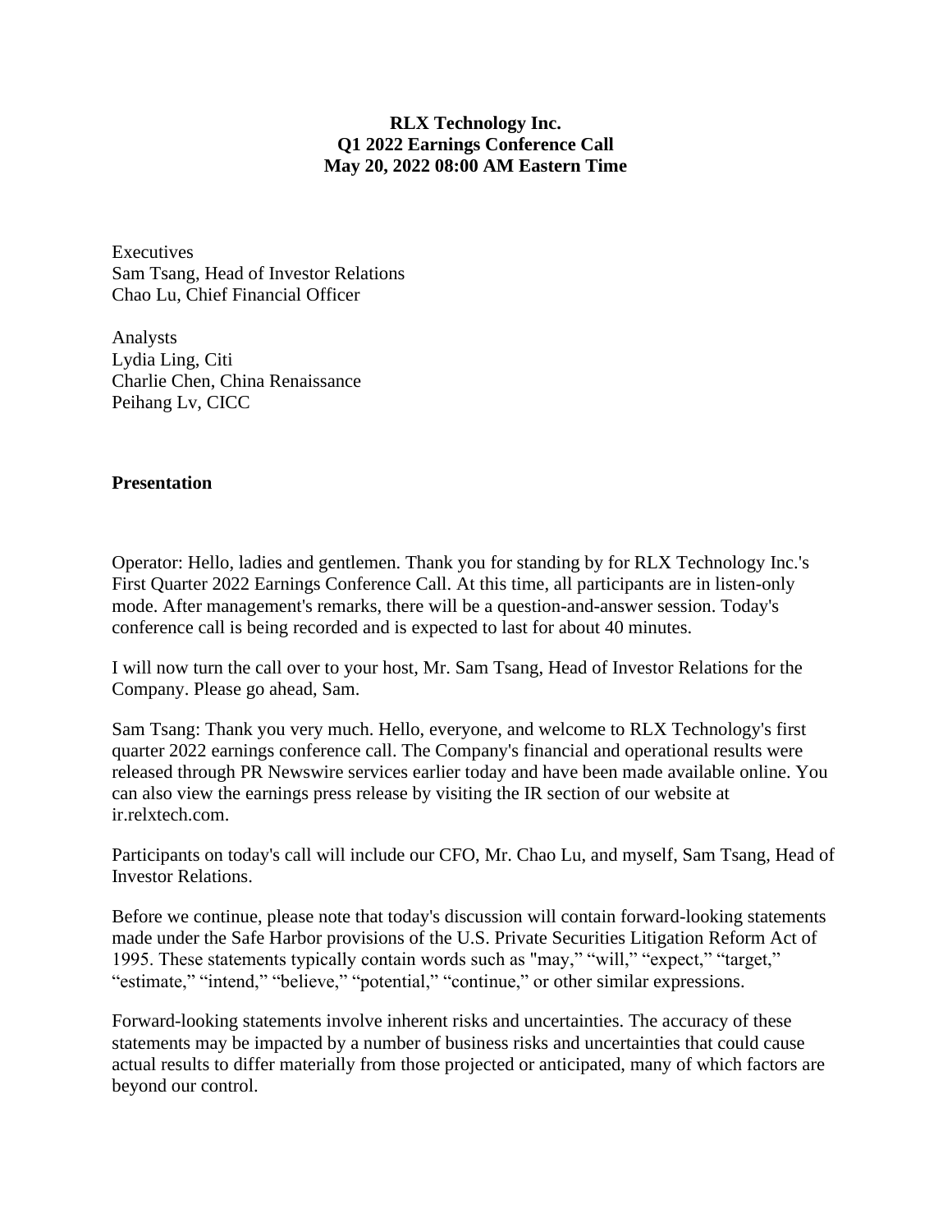**RLX Technology Inc.**
**Q1 2022 Earnings Conference Call**
**May 20, 2022 08:00 AM Eastern Time**

Executives
Sam Tsang, Head of Investor Relations
Chao Lu, Chief Financial Officer

Analysts
Lydia Ling, Citi
Charlie Chen, China Renaissance
Peihang Lv, CICC

## Presentation

Operator: Hello, ladies and gentlemen. Thank you for standing by for RLX Technology Inc.'s First Quarter 2022 Earnings Conference Call. At this time, all participants are in listen-only mode. After management's remarks, there will be a question-and-answer session. Today's conference call is being recorded and is expected to last for about 40 minutes.

I will now turn the call over to your host, Mr. Sam Tsang, Head of Investor Relations for the Company. Please go ahead, Sam.

Sam Tsang: Thank you very much. Hello, everyone, and welcome to RLX Technology's first quarter 2022 earnings conference call. The Company's financial and operational results were released through PR Newswire services earlier today and have been made available online. You can also view the earnings press release by visiting the IR section of our website at ir.relxtech.com.

Participants on today's call will include our CFO, Mr. Chao Lu, and myself, Sam Tsang, Head of Investor Relations.

Before we continue, please note that today's discussion will contain forward-looking statements made under the Safe Harbor provisions of the U.S. Private Securities Litigation Reform Act of 1995. These statements typically contain words such as "may," "will," "expect," "target," "estimate," "intend," "believe," "potential," "continue," or other similar expressions.

Forward-looking statements involve inherent risks and uncertainties. The accuracy of these statements may be impacted by a number of business risks and uncertainties that could cause actual results to differ materially from those projected or anticipated, many of which factors are beyond our control.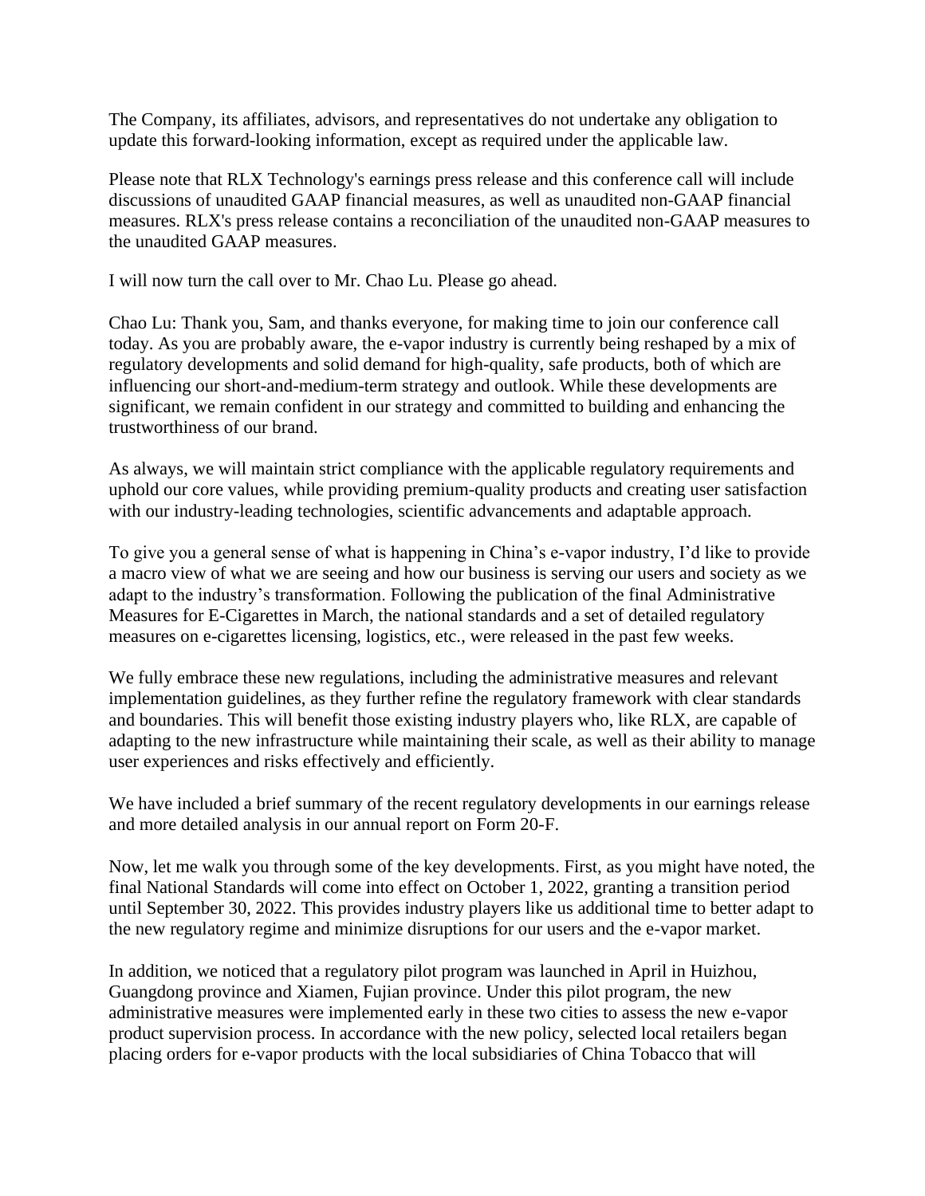The Company, its affiliates, advisors, and representatives do not undertake any obligation to update this forward-looking information, except as required under the applicable law.

Please note that RLX Technology's earnings press release and this conference call will include discussions of unaudited GAAP financial measures, as well as unaudited non-GAAP financial measures. RLX's press release contains a reconciliation of the unaudited non-GAAP measures to the unaudited GAAP measures.

I will now turn the call over to Mr. Chao Lu. Please go ahead.

Chao Lu: Thank you, Sam, and thanks everyone, for making time to join our conference call today. As you are probably aware, the e-vapor industry is currently being reshaped by a mix of regulatory developments and solid demand for high-quality, safe products, both of which are influencing our short-and-medium-term strategy and outlook. While these developments are significant, we remain confident in our strategy and committed to building and enhancing the trustworthiness of our brand.

As always, we will maintain strict compliance with the applicable regulatory requirements and uphold our core values, while providing premium-quality products and creating user satisfaction with our industry-leading technologies, scientific advancements and adaptable approach.

To give you a general sense of what is happening in China's e-vapor industry, I'd like to provide a macro view of what we are seeing and how our business is serving our users and society as we adapt to the industry's transformation. Following the publication of the final Administrative Measures for E-Cigarettes in March, the national standards and a set of detailed regulatory measures on e-cigarettes licensing, logistics, etc., were released in the past few weeks.

We fully embrace these new regulations, including the administrative measures and relevant implementation guidelines, as they further refine the regulatory framework with clear standards and boundaries. This will benefit those existing industry players who, like RLX, are capable of adapting to the new infrastructure while maintaining their scale, as well as their ability to manage user experiences and risks effectively and efficiently.

We have included a brief summary of the recent regulatory developments in our earnings release and more detailed analysis in our annual report on Form 20-F.

Now, let me walk you through some of the key developments. First, as you might have noted, the final National Standards will come into effect on October 1, 2022, granting a transition period until September 30, 2022. This provides industry players like us additional time to better adapt to the new regulatory regime and minimize disruptions for our users and the e-vapor market.

In addition, we noticed that a regulatory pilot program was launched in April in Huizhou, Guangdong province and Xiamen, Fujian province. Under this pilot program, the new administrative measures were implemented early in these two cities to assess the new e-vapor product supervision process. In accordance with the new policy, selected local retailers began placing orders for e-vapor products with the local subsidiaries of China Tobacco that will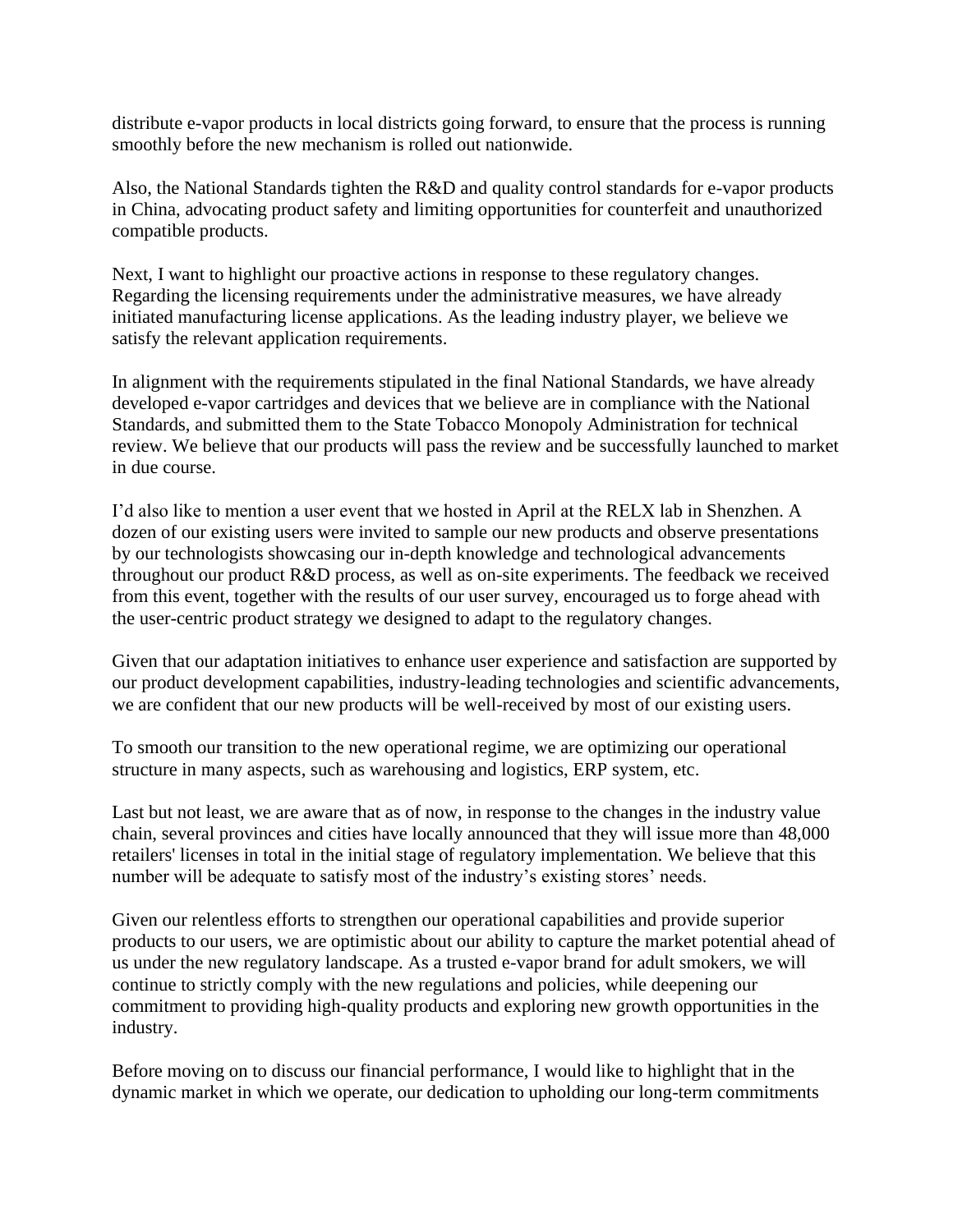distribute e-vapor products in local districts going forward, to ensure that the process is running smoothly before the new mechanism is rolled out nationwide.

Also, the National Standards tighten the R&D and quality control standards for e-vapor products in China, advocating product safety and limiting opportunities for counterfeit and unauthorized compatible products.

Next, I want to highlight our proactive actions in response to these regulatory changes. Regarding the licensing requirements under the administrative measures, we have already initiated manufacturing license applications. As the leading industry player, we believe we satisfy the relevant application requirements.

In alignment with the requirements stipulated in the final National Standards, we have already developed e-vapor cartridges and devices that we believe are in compliance with the National Standards, and submitted them to the State Tobacco Monopoly Administration for technical review. We believe that our products will pass the review and be successfully launched to market in due course.

I'd also like to mention a user event that we hosted in April at the RELX lab in Shenzhen. A dozen of our existing users were invited to sample our new products and observe presentations by our technologists showcasing our in-depth knowledge and technological advancements throughout our product R&D process, as well as on-site experiments. The feedback we received from this event, together with the results of our user survey, encouraged us to forge ahead with the user-centric product strategy we designed to adapt to the regulatory changes.

Given that our adaptation initiatives to enhance user experience and satisfaction are supported by our product development capabilities, industry-leading technologies and scientific advancements, we are confident that our new products will be well-received by most of our existing users.

To smooth our transition to the new operational regime, we are optimizing our operational structure in many aspects, such as warehousing and logistics, ERP system, etc.

Last but not least, we are aware that as of now, in response to the changes in the industry value chain, several provinces and cities have locally announced that they will issue more than 48,000 retailers' licenses in total in the initial stage of regulatory implementation. We believe that this number will be adequate to satisfy most of the industry's existing stores' needs.

Given our relentless efforts to strengthen our operational capabilities and provide superior products to our users, we are optimistic about our ability to capture the market potential ahead of us under the new regulatory landscape. As a trusted e-vapor brand for adult smokers, we will continue to strictly comply with the new regulations and policies, while deepening our commitment to providing high-quality products and exploring new growth opportunities in the industry.

Before moving on to discuss our financial performance, I would like to highlight that in the dynamic market in which we operate, our dedication to upholding our long-term commitments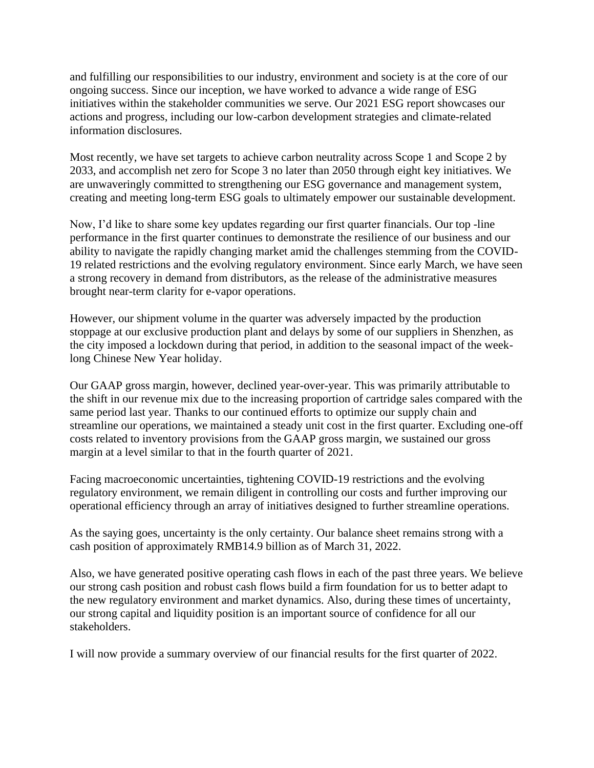and fulfilling our responsibilities to our industry, environment and society is at the core of our ongoing success. Since our inception, we have worked to advance a wide range of ESG initiatives within the stakeholder communities we serve. Our 2021 ESG report showcases our actions and progress, including our low-carbon development strategies and climate-related information disclosures.

Most recently, we have set targets to achieve carbon neutrality across Scope 1 and Scope 2 by 2033, and accomplish net zero for Scope 3 no later than 2050 through eight key initiatives. We are unwaveringly committed to strengthening our ESG governance and management system, creating and meeting long-term ESG goals to ultimately empower our sustainable development.

Now, I'd like to share some key updates regarding our first quarter financials. Our top -line performance in the first quarter continues to demonstrate the resilience of our business and our ability to navigate the rapidly changing market amid the challenges stemming from the COVID-19 related restrictions and the evolving regulatory environment. Since early March, we have seen a strong recovery in demand from distributors, as the release of the administrative measures brought near-term clarity for e-vapor operations.

However, our shipment volume in the quarter was adversely impacted by the production stoppage at our exclusive production plant and delays by some of our suppliers in Shenzhen, as the city imposed a lockdown during that period, in addition to the seasonal impact of the week-long Chinese New Year holiday.

Our GAAP gross margin, however, declined year-over-year. This was primarily attributable to the shift in our revenue mix due to the increasing proportion of cartridge sales compared with the same period last year. Thanks to our continued efforts to optimize our supply chain and streamline our operations, we maintained a steady unit cost in the first quarter. Excluding one-off costs related to inventory provisions from the GAAP gross margin, we sustained our gross margin at a level similar to that in the fourth quarter of 2021.

Facing macroeconomic uncertainties, tightening COVID-19 restrictions and the evolving regulatory environment, we remain diligent in controlling our costs and further improving our operational efficiency through an array of initiatives designed to further streamline operations.

As the saying goes, uncertainty is the only certainty. Our balance sheet remains strong with a cash position of approximately RMB14.9 billion as of March 31, 2022.

Also, we have generated positive operating cash flows in each of the past three years. We believe our strong cash position and robust cash flows build a firm foundation for us to better adapt to the new regulatory environment and market dynamics. Also, during these times of uncertainty, our strong capital and liquidity position is an important source of confidence for all our stakeholders.

I will now provide a summary overview of our financial results for the first quarter of 2022.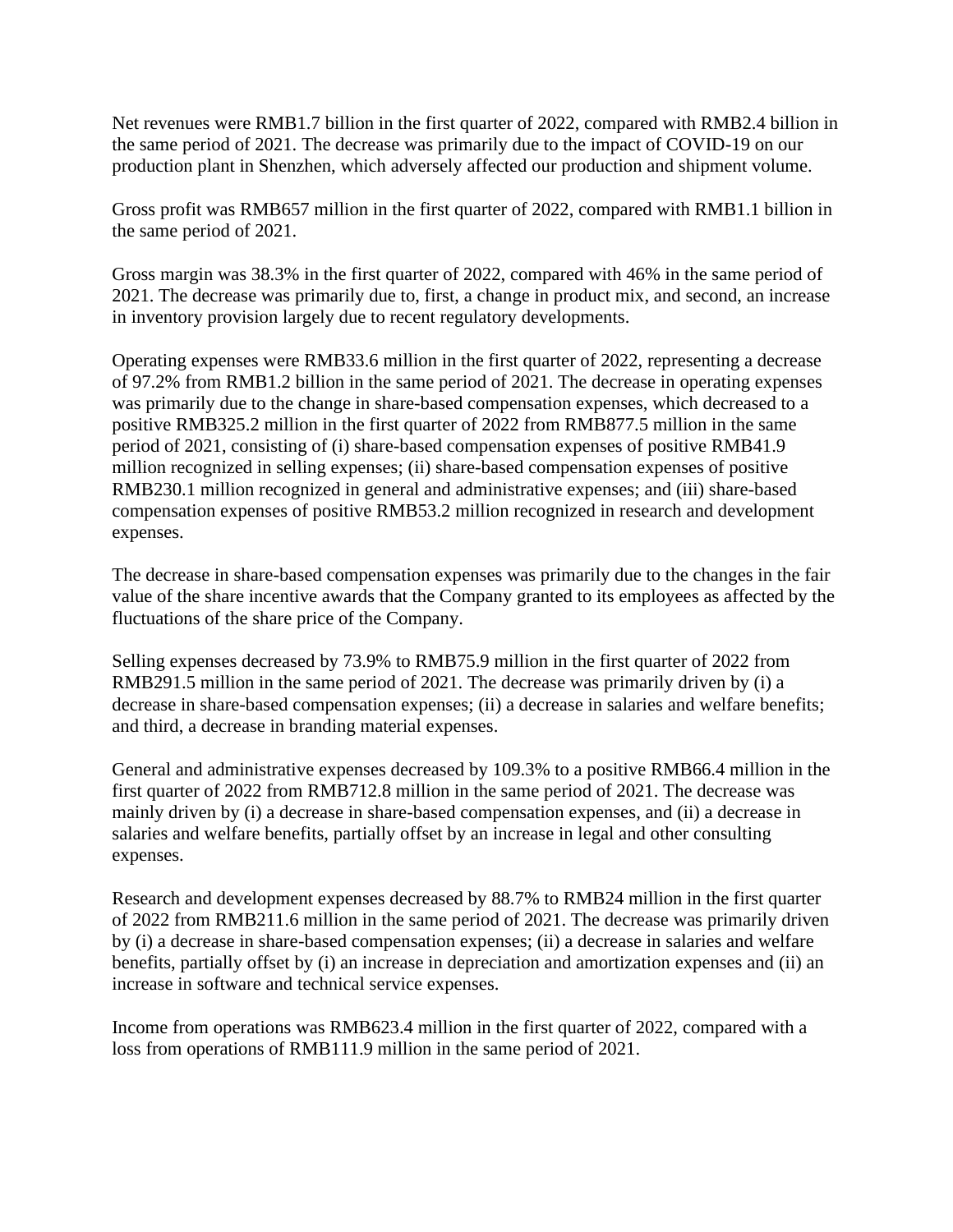Net revenues were RMB1.7 billion in the first quarter of 2022, compared with RMB2.4 billion in the same period of 2021. The decrease was primarily due to the impact of COVID-19 on our production plant in Shenzhen, which adversely affected our production and shipment volume.

Gross profit was RMB657 million in the first quarter of 2022, compared with RMB1.1 billion in the same period of 2021.

Gross margin was 38.3% in the first quarter of 2022, compared with 46% in the same period of 2021. The decrease was primarily due to, first, a change in product mix, and second, an increase in inventory provision largely due to recent regulatory developments.

Operating expenses were RMB33.6 million in the first quarter of 2022, representing a decrease of 97.2% from RMB1.2 billion in the same period of 2021. The decrease in operating expenses was primarily due to the change in share-based compensation expenses, which decreased to a positive RMB325.2 million in the first quarter of 2022 from RMB877.5 million in the same period of 2021, consisting of (i) share-based compensation expenses of positive RMB41.9 million recognized in selling expenses; (ii) share-based compensation expenses of positive RMB230.1 million recognized in general and administrative expenses; and (iii) share-based compensation expenses of positive RMB53.2 million recognized in research and development expenses.

The decrease in share-based compensation expenses was primarily due to the changes in the fair value of the share incentive awards that the Company granted to its employees as affected by the fluctuations of the share price of the Company.

Selling expenses decreased by 73.9% to RMB75.9 million in the first quarter of 2022 from RMB291.5 million in the same period of 2021. The decrease was primarily driven by (i) a decrease in share-based compensation expenses; (ii) a decrease in salaries and welfare benefits; and third, a decrease in branding material expenses.

General and administrative expenses decreased by 109.3% to a positive RMB66.4 million in the first quarter of 2022 from RMB712.8 million in the same period of 2021. The decrease was mainly driven by (i) a decrease in share-based compensation expenses, and (ii) a decrease in salaries and welfare benefits, partially offset by an increase in legal and other consulting expenses.

Research and development expenses decreased by 88.7% to RMB24 million in the first quarter of 2022 from RMB211.6 million in the same period of 2021. The decrease was primarily driven by (i) a decrease in share-based compensation expenses; (ii) a decrease in salaries and welfare benefits, partially offset by (i) an increase in depreciation and amortization expenses and (ii) an increase in software and technical service expenses.

Income from operations was RMB623.4 million in the first quarter of 2022, compared with a loss from operations of RMB111.9 million in the same period of 2021.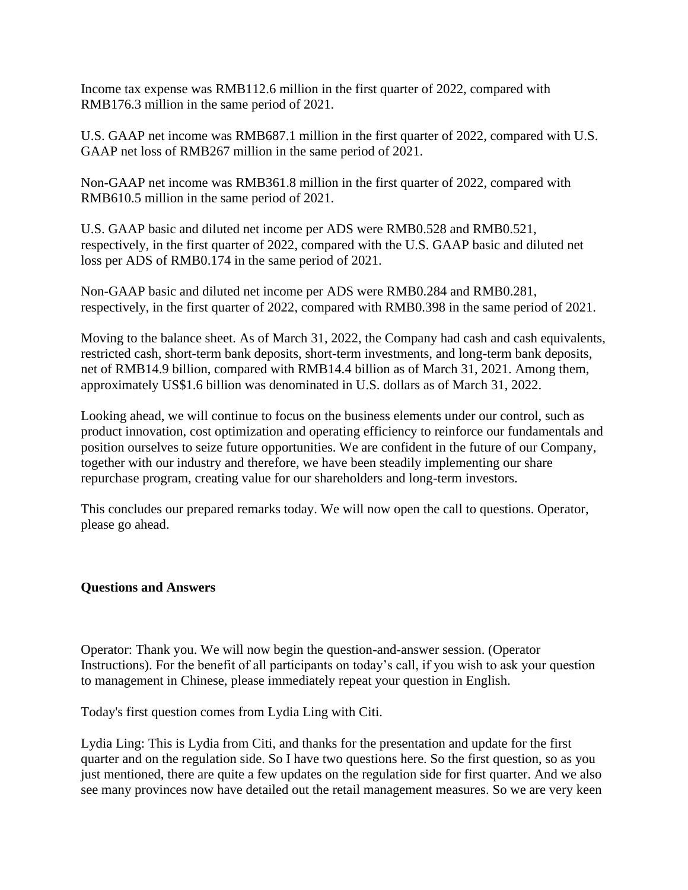Income tax expense was RMB112.6 million in the first quarter of 2022, compared with RMB176.3 million in the same period of 2021.

U.S. GAAP net income was RMB687.1 million in the first quarter of 2022, compared with U.S. GAAP net loss of RMB267 million in the same period of 2021.

Non-GAAP net income was RMB361.8 million in the first quarter of 2022, compared with RMB610.5 million in the same period of 2021.

U.S. GAAP basic and diluted net income per ADS were RMB0.528 and RMB0.521, respectively, in the first quarter of 2022, compared with the U.S. GAAP basic and diluted net loss per ADS of RMB0.174 in the same period of 2021.

Non-GAAP basic and diluted net income per ADS were RMB0.284 and RMB0.281, respectively, in the first quarter of 2022, compared with RMB0.398 in the same period of 2021.

Moving to the balance sheet. As of March 31, 2022, the Company had cash and cash equivalents, restricted cash, short-term bank deposits, short-term investments, and long-term bank deposits, net of RMB14.9 billion, compared with RMB14.4 billion as of March 31, 2021. Among them, approximately US$1.6 billion was denominated in U.S. dollars as of March 31, 2022.

Looking ahead, we will continue to focus on the business elements under our control, such as product innovation, cost optimization and operating efficiency to reinforce our fundamentals and position ourselves to seize future opportunities. We are confident in the future of our Company, together with our industry and therefore, we have been steadily implementing our share repurchase program, creating value for our shareholders and long-term investors.

This concludes our prepared remarks today. We will now open the call to questions. Operator, please go ahead.

**Questions and Answers**

Operator: Thank you. We will now begin the question-and-answer session. (Operator Instructions). For the benefit of all participants on today's call, if you wish to ask your question to management in Chinese, please immediately repeat your question in English.

Today's first question comes from Lydia Ling with Citi.

Lydia Ling: This is Lydia from Citi, and thanks for the presentation and update for the first quarter and on the regulation side. So I have two questions here. So the first question, so as you just mentioned, there are quite a few updates on the regulation side for first quarter. And we also see many provinces now have detailed out the retail management measures. So we are very keen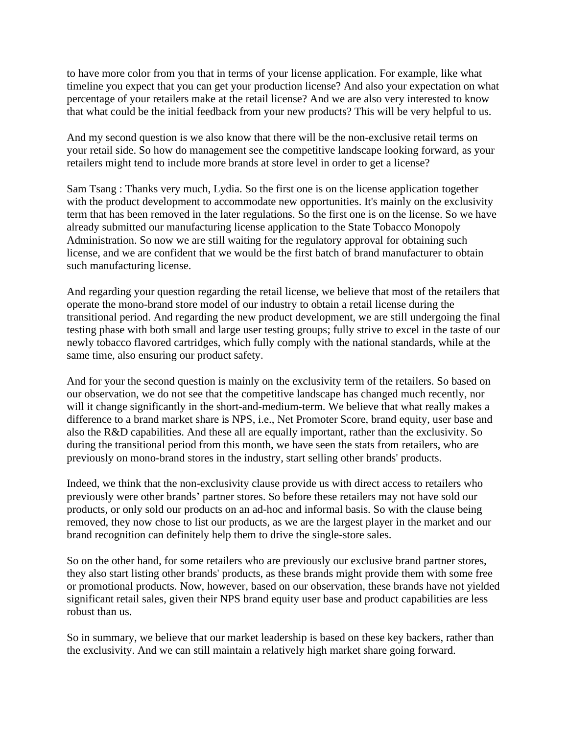to have more color from you that in terms of your license application. For example, like what timeline you expect that you can get your production license? And also your expectation on what percentage of your retailers make at the retail license? And we are also very interested to know that what could be the initial feedback from your new products? This will be very helpful to us.

And my second question is we also know that there will be the non-exclusive retail terms on your retail side. So how do management see the competitive landscape looking forward, as your retailers might tend to include more brands at store level in order to get a license?

Sam Tsang : Thanks very much, Lydia. So the first one is on the license application together with the product development to accommodate new opportunities. It's mainly on the exclusivity term that has been removed in the later regulations. So the first one is on the license. So we have already submitted our manufacturing license application to the State Tobacco Monopoly Administration. So now we are still waiting for the regulatory approval for obtaining such license, and we are confident that we would be the first batch of brand manufacturer to obtain such manufacturing license.

And regarding your question regarding the retail license, we believe that most of the retailers that operate the mono-brand store model of our industry to obtain a retail license during the transitional period. And regarding the new product development, we are still undergoing the final testing phase with both small and large user testing groups; fully strive to excel in the taste of our newly tobacco flavored cartridges, which fully comply with the national standards, while at the same time, also ensuring our product safety.

And for your the second question is mainly on the exclusivity term of the retailers. So based on our observation, we do not see that the competitive landscape has changed much recently, nor will it change significantly in the short-and-medium-term. We believe that what really makes a difference to a brand market share is NPS, i.e., Net Promoter Score, brand equity, user base and also the R&D capabilities. And these all are equally important, rather than the exclusivity. So during the transitional period from this month, we have seen the stats from retailers, who are previously on mono-brand stores in the industry, start selling other brands' products.

Indeed, we think that the non-exclusivity clause provide us with direct access to retailers who previously were other brands' partner stores. So before these retailers may not have sold our products, or only sold our products on an ad-hoc and informal basis. So with the clause being removed, they now chose to list our products, as we are the largest player in the market and our brand recognition can definitely help them to drive the single-store sales.

So on the other hand, for some retailers who are previously our exclusive brand partner stores, they also start listing other brands' products, as these brands might provide them with some free or promotional products. Now, however, based on our observation, these brands have not yielded significant retail sales, given their NPS brand equity user base and product capabilities are less robust than us.

So in summary, we believe that our market leadership is based on these key backers, rather than the exclusivity. And we can still maintain a relatively high market share going forward.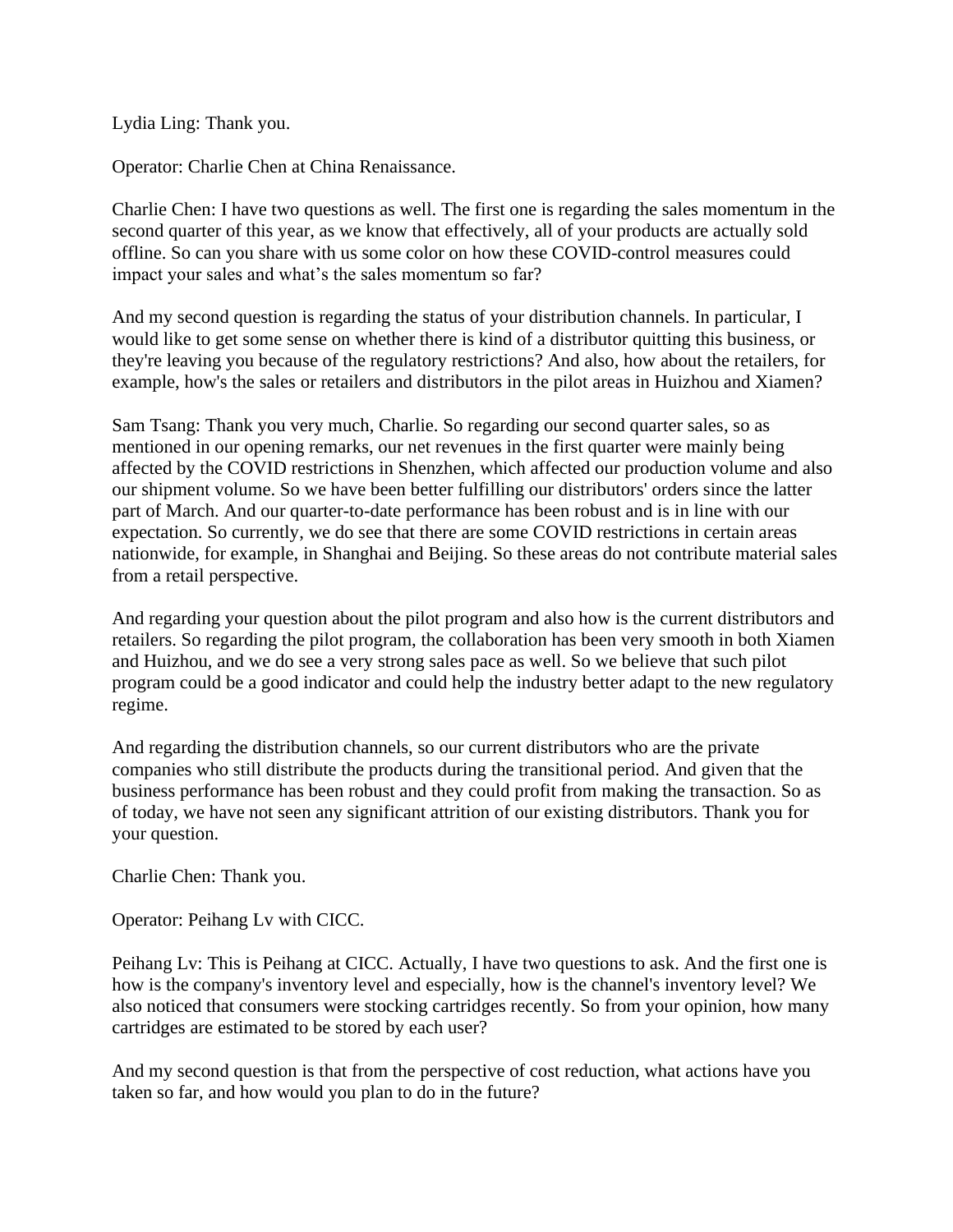Lydia Ling: Thank you.

Operator: Charlie Chen at China Renaissance.

Charlie Chen: I have two questions as well. The first one is regarding the sales momentum in the second quarter of this year, as we know that effectively, all of your products are actually sold offline. So can you share with us some color on how these COVID-control measures could impact your sales and what's the sales momentum so far?

And my second question is regarding the status of your distribution channels. In particular, I would like to get some sense on whether there is kind of a distributor quitting this business, or they're leaving you because of the regulatory restrictions? And also, how about the retailers, for example, how's the sales or retailers and distributors in the pilot areas in Huizhou and Xiamen?

Sam Tsang: Thank you very much, Charlie. So regarding our second quarter sales, so as mentioned in our opening remarks, our net revenues in the first quarter were mainly being affected by the COVID restrictions in Shenzhen, which affected our production volume and also our shipment volume. So we have been better fulfilling our distributors' orders since the latter part of March. And our quarter-to-date performance has been robust and is in line with our expectation. So currently, we do see that there are some COVID restrictions in certain areas nationwide, for example, in Shanghai and Beijing. So these areas do not contribute material sales from a retail perspective.

And regarding your question about the pilot program and also how is the current distributors and retailers. So regarding the pilot program, the collaboration has been very smooth in both Xiamen and Huizhou, and we do see a very strong sales pace as well. So we believe that such pilot program could be a good indicator and could help the industry better adapt to the new regulatory regime.

And regarding the distribution channels, so our current distributors who are the private companies who still distribute the products during the transitional period. And given that the business performance has been robust and they could profit from making the transaction. So as of today, we have not seen any significant attrition of our existing distributors. Thank you for your question.

Charlie Chen: Thank you.

Operator: Peihang Lv with CICC.

Peihang Lv: This is Peihang at CICC. Actually, I have two questions to ask. And the first one is how is the company's inventory level and especially, how is the channel's inventory level? We also noticed that consumers were stocking cartridges recently. So from your opinion, how many cartridges are estimated to be stored by each user?

And my second question is that from the perspective of cost reduction, what actions have you taken so far, and how would you plan to do in the future?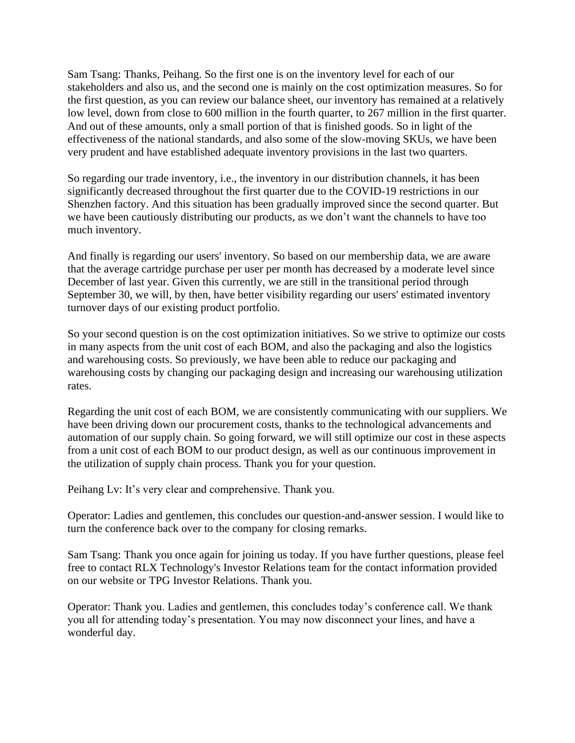Sam Tsang: Thanks, Peihang. So the first one is on the inventory level for each of our stakeholders and also us, and the second one is mainly on the cost optimization measures. So for the first question, as you can review our balance sheet, our inventory has remained at a relatively low level, down from close to 600 million in the fourth quarter, to 267 million in the first quarter. And out of these amounts, only a small portion of that is finished goods. So in light of the effectiveness of the national standards, and also some of the slow-moving SKUs, we have been very prudent and have established adequate inventory provisions in the last two quarters.

So regarding our trade inventory, i.e., the inventory in our distribution channels, it has been significantly decreased throughout the first quarter due to the COVID-19 restrictions in our Shenzhen factory. And this situation has been gradually improved since the second quarter. But we have been cautiously distributing our products, as we don't want the channels to have too much inventory.

And finally is regarding our users' inventory. So based on our membership data, we are aware that the average cartridge purchase per user per month has decreased by a moderate level since December of last year. Given this currently, we are still in the transitional period through September 30, we will, by then, have better visibility regarding our users' estimated inventory turnover days of our existing product portfolio.

So your second question is on the cost optimization initiatives. So we strive to optimize our costs in many aspects from the unit cost of each BOM, and also the packaging and also the logistics and warehousing costs. So previously, we have been able to reduce our packaging and warehousing costs by changing our packaging design and increasing our warehousing utilization rates.

Regarding the unit cost of each BOM, we are consistently communicating with our suppliers. We have been driving down our procurement costs, thanks to the technological advancements and automation of our supply chain. So going forward, we will still optimize our cost in these aspects from a unit cost of each BOM to our product design, as well as our continuous improvement in the utilization of supply chain process. Thank you for your question.

Peihang Lv: It's very clear and comprehensive. Thank you.

Operator: Ladies and gentlemen, this concludes our question-and-answer session. I would like to turn the conference back over to the company for closing remarks.

Sam Tsang: Thank you once again for joining us today. If you have further questions, please feel free to contact RLX Technology's Investor Relations team for the contact information provided on our website or TPG Investor Relations. Thank you.

Operator: Thank you. Ladies and gentlemen, this concludes today's conference call. We thank you all for attending today's presentation. You may now disconnect your lines, and have a wonderful day.